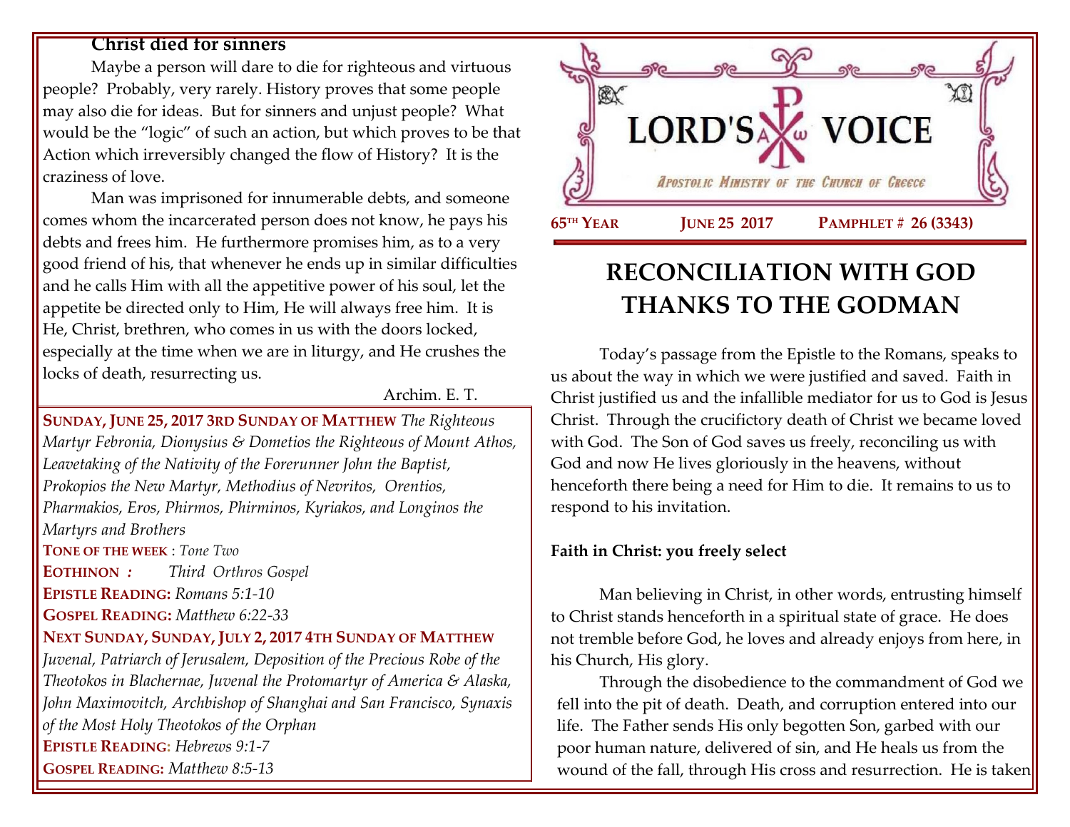**Christ died for sinners**

Maybe a person will dare to die for righteous and virtuous people? Probably, very rarely. History proves that some people may also die for ideas. But for sinners and unjust people? What would be the "logic" of such an action, but which proves to be that Action which irreversibly changed the flow of History? It is the craziness of love.

Man was imprisoned for innumerable debts, and someone comes whom the incarcerated person does not know, he pays his debts and frees him. He furthermore promises him, as to a very good friend of his, that whenever he ends up in similar difficulties and he calls Him with all the appetitive power of his soul, let the appetite be directed only to Him, He will always free him. It is He, Christ, brethren, who comes in us with the doors locked, especially at the time when we are in liturgy, and He crushes the locks of death, resurrecting us.

Archim. E. T.

**SUNDAY, JUNE 25, 2017 3RD SUNDAY OF MATTHEW** *The Righteous Martyr Febronia, Dionysius & Dometios the Righteous of Mount Athos, Leavetaking of the Nativity of the Forerunner John the Baptist, Prokopios the New Martyr, Methodius of Nevritos, Orentios, Pharmakios, Eros, Phirmos, Phirminos, Kyriakos, and Longinos the Martyrs and Brothers*

**TONE OF THE WEEK** : *Tone Two*

**EOTHINON** *:* *Third Orthros Gospel*

**EPISTLE READING:** *Romans 5:1-10*

**GOSPEL READING:** *Matthew 6:22-33*

**NEXT SUNDAY, SUNDAY, JULY 2, 2017 4TH SUNDAY OF MATTHEW** *Juvenal, Patriarch of Jerusalem, Deposition of the Precious Robe of the Theotokos in Blachernae, Juvenal the Protomartyr of America & Alaska, John Maximovitch, Archbishop of Shanghai and San Francisco, Synaxis of the Most Holy Theotokos of the Orphan*

**EPISTLE READING:** *Hebrews 9:1-7*

**GOSPEL READING:** *Matthew 8:5-13*

# LORD'S VOICE

*Apostolic Ministry of the Church of Greece*

**65TH YEAR** **JUNE 25 2017** **PAMPHLET # 26 (3343)**

# RECONCILIATION WITH GOD THANKS TO THE GODMAN

Today's passage from the Epistle to the Romans, speaks to us about the way in which we were justified and saved. Faith in Christ justified us and the infallible mediator for us to God is Jesus Christ. Through the crucifictory death of Christ we became loved with God. The Son of God saves us freely, reconciling us with God and now He lives gloriously in the heavens, without henceforth there being a need for Him to die. It remains to us to respond to his invitation.

**Faith in Christ: you freely select**

Man believing in Christ, in other words, entrusting himself to Christ stands henceforth in a spiritual state of grace. He does not tremble before God, he loves and already enjoys from here, in his Church, His glory.

Through the disobedience to the commandment of God we fell into the pit of death. Death, and corruption entered into our life. The Father sends His only begotten Son, garbed with our poor human nature, delivered of sin, and He heals us from the wound of the fall, through His cross and resurrection. He is taken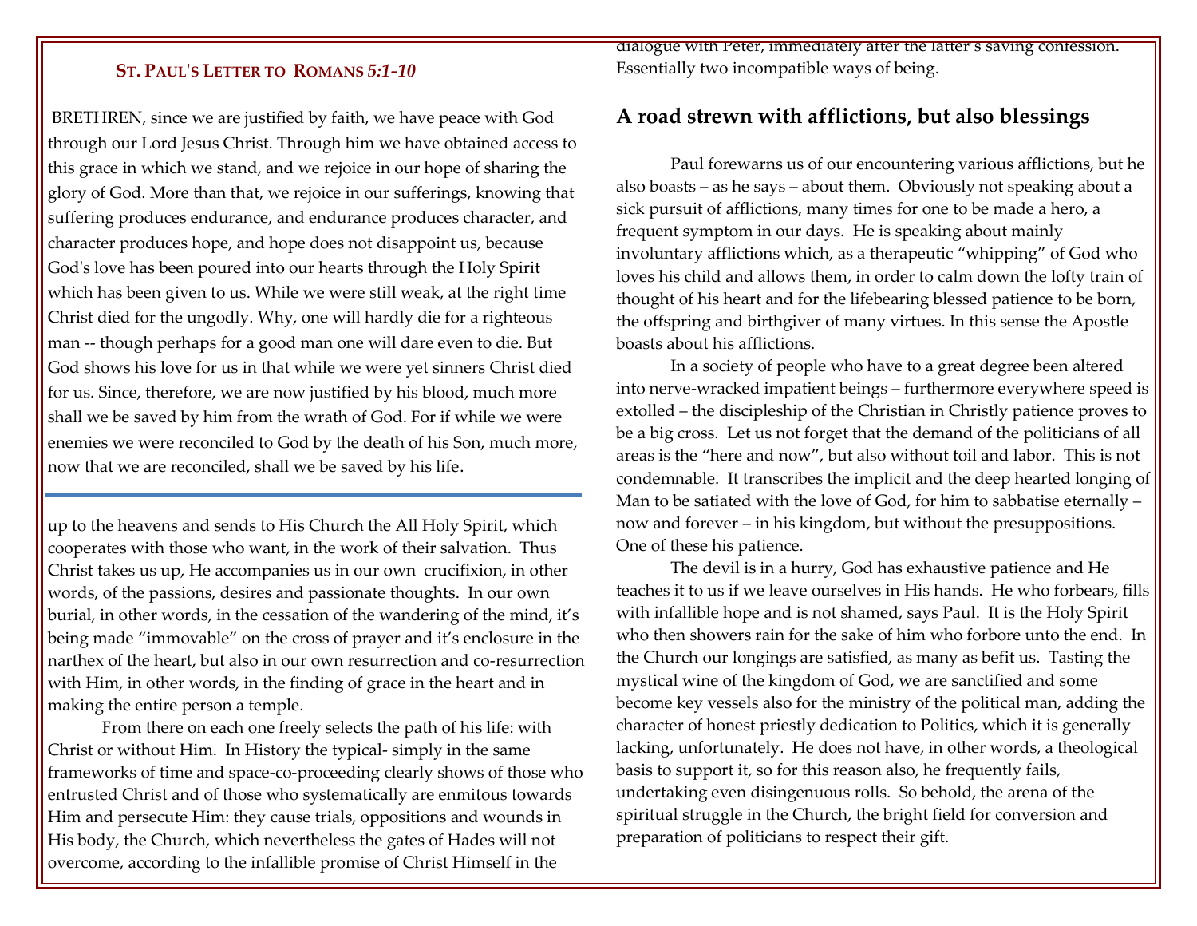### St. Paul's Letter to Romans *5:1-10*

BRETHREN, since we are justified by faith, we have peace with God through our Lord Jesus Christ. Through him we have obtained access to this grace in which we stand, and we rejoice in our hope of sharing the glory of God. More than that, we rejoice in our sufferings, knowing that suffering produces endurance, and endurance produces character, and character produces hope, and hope does not disappoint us, because God's love has been poured into our hearts through the Holy Spirit which has been given to us. While we were still weak, at the right time Christ died for the ungodly. Why, one will hardly die for a righteous man -- though perhaps for a good man one will dare even to die. But God shows his love for us in that while we were yet sinners Christ died for us. Since, therefore, we are now justified by his blood, much more shall we be saved by him from the wrath of God. For if while we were enemies we were reconciled to God by the death of his Son, much more, now that we are reconciled, shall we be saved by his life.

---

up to the heavens and sends to His Church the All Holy Spirit, which cooperates with those who want, in the work of their salvation. Thus Christ takes us up, He accompanies us in our own crucifixion, in other words, of the passions, desires and passionate thoughts. In our own burial, in other words, in the cessation of the wandering of the mind, it's being made "immovable" on the cross of prayer and it's enclosure in the narthex of the heart, but also in our own resurrection and co-resurrection with Him, in other words, in the finding of grace in the heart and in making the entire person a temple.

From there on each one freely selects the path of his life: with Christ or without Him. In History the typical- simply in the same frameworks of time and space-co-proceeding clearly shows of those who entrusted Christ and of those who systematically are enmitous towards Him and persecute Him: they cause trials, oppositions and wounds in His body, the Church, which nevertheless the gates of Hades will not overcome, according to the infallible promise of Christ Himself in the dialogue with Peter, immediately after the latter's saving confession. Essentially two incompatible ways of being.

## A road strewn with afflictions, but also blessings

Paul forewarns us of our encountering various afflictions, but he also boasts – as he says – about them. Obviously not speaking about a sick pursuit of afflictions, many times for one to be made a hero, a frequent symptom in our days. He is speaking about mainly involuntary afflictions which, as a therapeutic "whipping" of God who loves his child and allows them, in order to calm down the lofty train of thought of his heart and for the lifebearing blessed patience to be born, the offspring and birthgiver of many virtues. In this sense the Apostle boasts about his afflictions.

In a society of people who have to a great degree been altered into nerve-wracked impatient beings – furthermore everywhere speed is extolled – the discipleship of the Christian in Christly patience proves to be a big cross. Let us not forget that the demand of the politicians of all areas is the "here and now", but also without toil and labor. This is not condemnable. It transcribes the implicit and the deep hearted longing of Man to be satiated with the love of God, for him to sabbatise eternally – now and forever – in his kingdom, but without the presuppositions. One of these his patience.

The devil is in a hurry, God has exhaustive patience and He teaches it to us if we leave ourselves in His hands. He who forbears, fills with infallible hope and is not shamed, says Paul. It is the Holy Spirit who then showers rain for the sake of him who forbore unto the end. In the Church our longings are satisfied, as many as befit us. Tasting the mystical wine of the kingdom of God, we are sanctified and some become key vessels also for the ministry of the political man, adding the character of honest priestly dedication to Politics, which it is generally lacking, unfortunately. He does not have, in other words, a theological basis to support it, so for this reason also, he frequently fails, undertaking even disingenuous rolls. So behold, the arena of the spiritual struggle in the Church, the bright field for conversion and preparation of politicians to respect their gift.